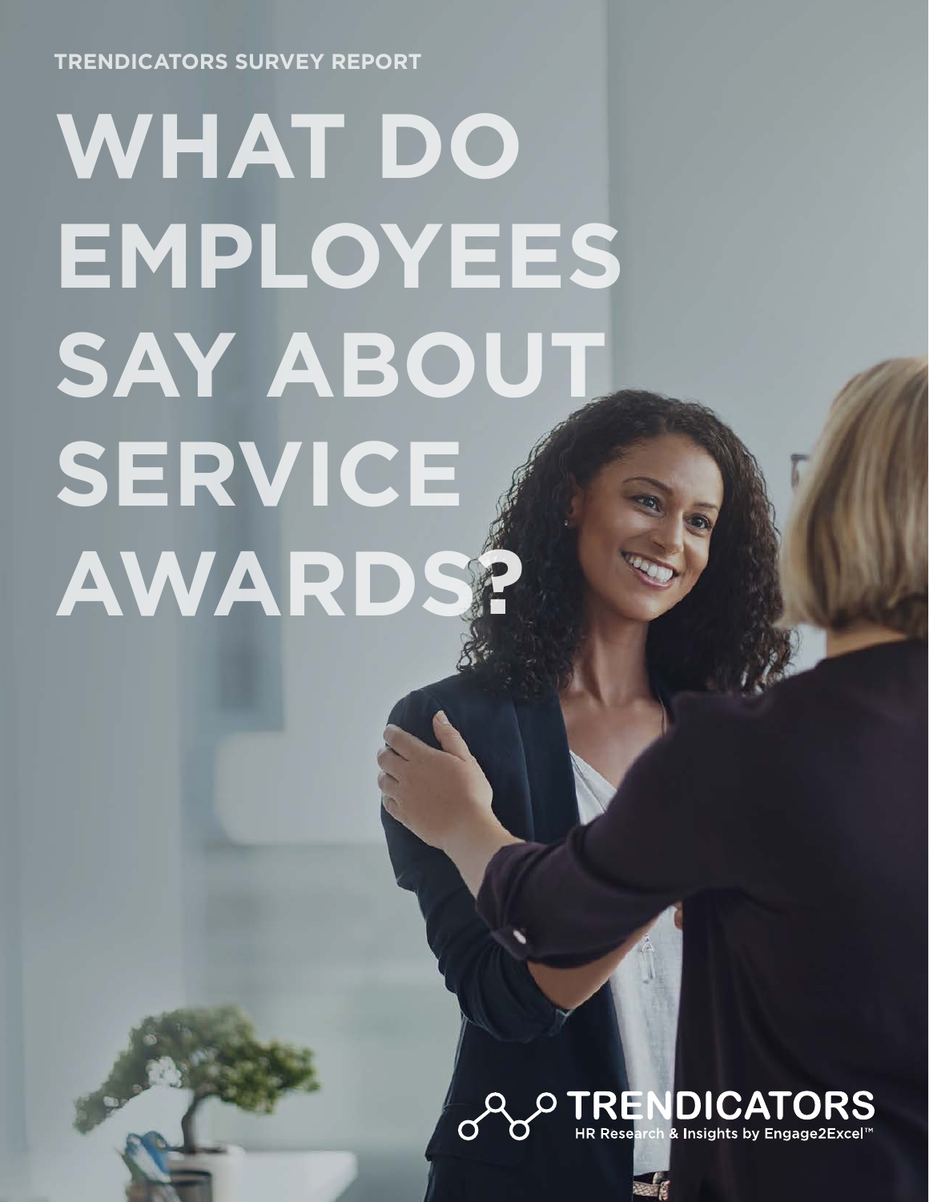TRENDICATORS SURVEY REPORT

# WHAT DO EMPLOYEES SAY ABOUT SERVICE AWARDS?

TRENDICATORS

HR Research & Insights by Engage2Excel™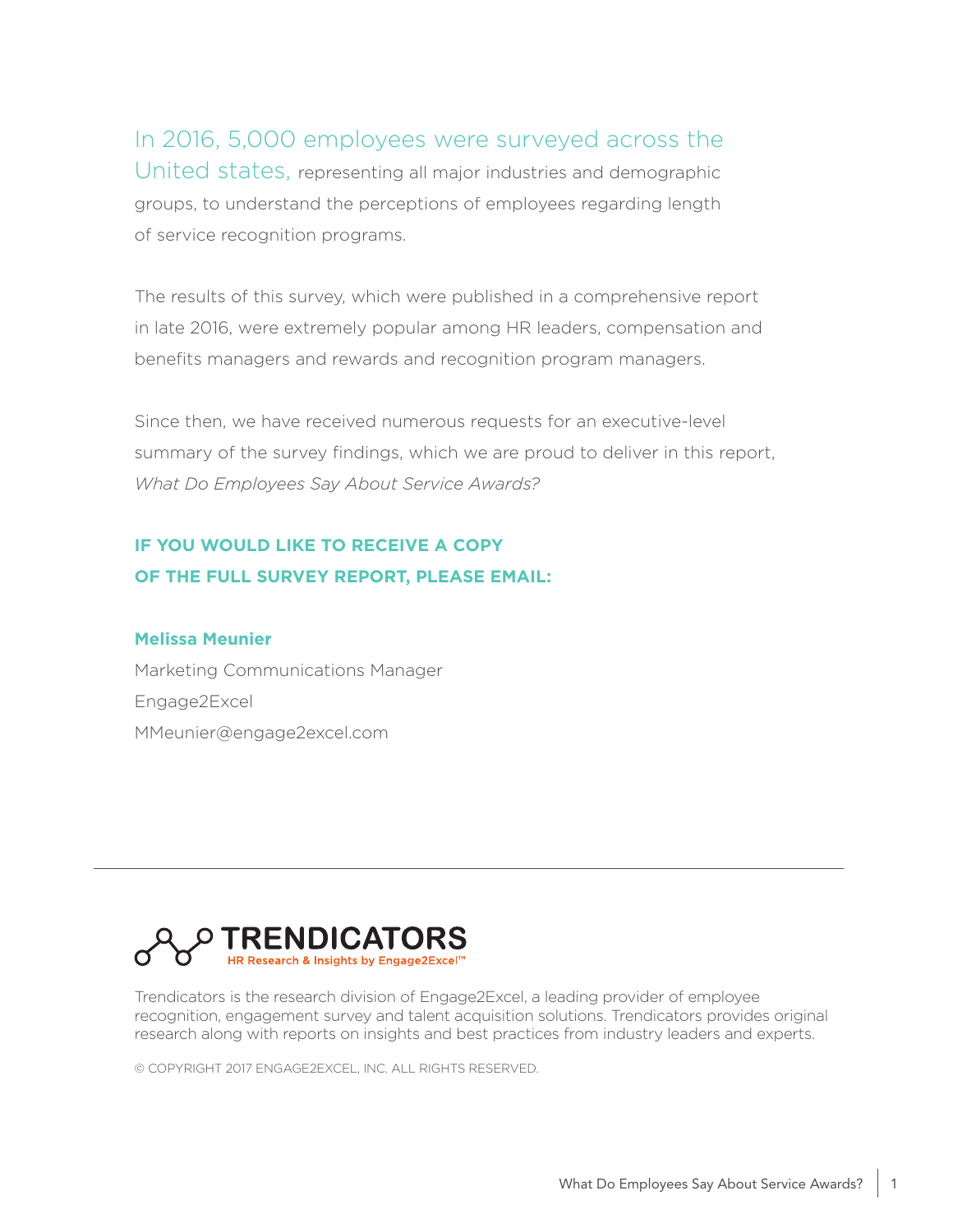In 2016, 5,000 employees were surveyed across the United states, representing all major industries and demographic groups, to understand the perceptions of employees regarding length of service recognition programs.

The results of this survey, which were published in a comprehensive report in late 2016, were extremely popular among HR leaders, compensation and benefits managers and rewards and recognition program managers.

Since then, we have received numerous requests for an executive-level summary of the survey findings, which we are proud to deliver in this report, *What Do Employees Say About Service Awards?*

**IF YOU WOULD LIKE TO RECEIVE A COPY OF THE FULL SURVEY REPORT, PLEASE EMAIL:**

**Melissa Meunier**
Marketing Communications Manager
Engage2Excel
MMeunier@engage2excel.com

---

**TRENDICATORS**
HR Research & Insights by Engage2Excel™

Trendicators is the research division of Engage2Excel, a leading provider of employee recognition, engagement survey and talent acquisition solutions. Trendicators provides original research along with reports on insights and best practices from industry leaders and experts.

© COPYRIGHT 2017 ENGAGE2EXCEL, INC. ALL RIGHTS RESERVED.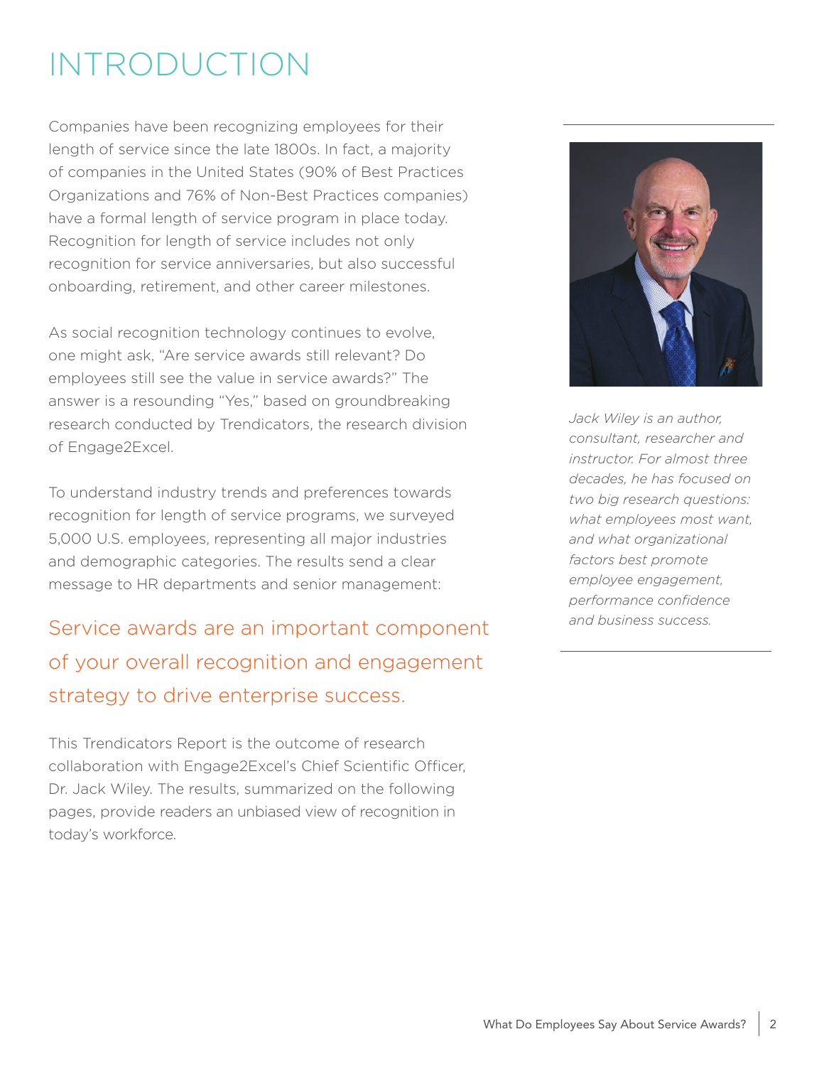# INTRODUCTION

Companies have been recognizing employees for their length of service since the late 1800s. In fact, a majority of companies in the United States (90% of Best Practices Organizations and 76% of Non-Best Practices companies) have a formal length of service program in place today. Recognition for length of service includes not only recognition for service anniversaries, but also successful onboarding, retirement, and other career milestones.

As social recognition technology continues to evolve, one might ask, "Are service awards still relevant? Do employees still see the value in service awards?" The answer is a resounding "Yes," based on groundbreaking research conducted by Trendicators, the research division of Engage2Excel.

To understand industry trends and preferences towards recognition for length of service programs, we surveyed 5,000 U.S. employees, representing all major industries and demographic categories. The results send a clear message to HR departments and senior management:

## Service awards are an important component of your overall recognition and engagement strategy to drive enterprise success.

This Trendicators Report is the outcome of research collaboration with Engage2Excel's Chief Scientific Officer, Dr. Jack Wiley. The results, summarized on the following pages, provide readers an unbiased view of recognition in today's workforce.

*Jack Wiley is an author, consultant, researcher and instructor. For almost three decades, he has focused on two big research questions: what employees most want, and what organizational factors best promote employee engagement, performance confidence and business success.*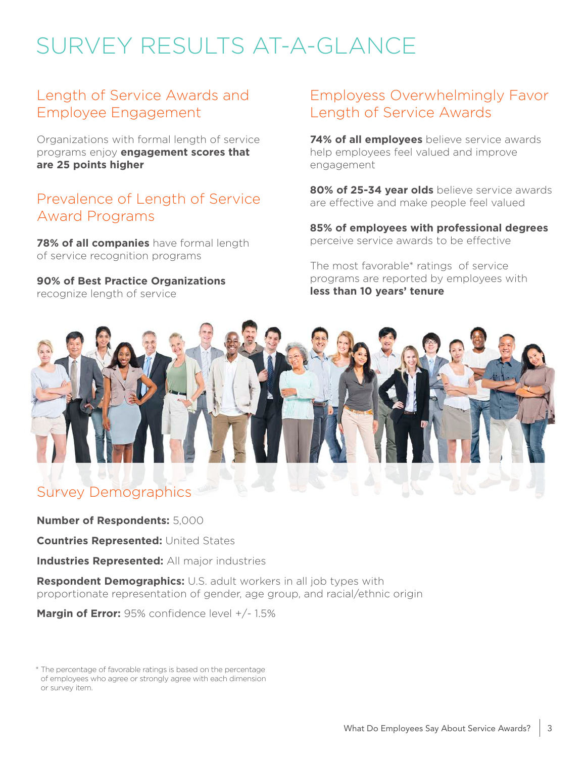# SURVEY RESULTS AT-A-GLANCE

## Length of Service Awards and Employee Engagement

Organizations with formal length of service programs enjoy **engagement scores that are 25 points higher**

## Prevalence of Length of Service Award Programs

**78% of all companies** have formal length of service recognition programs

**90% of Best Practice Organizations** recognize length of service

## Employess Overwhelmingly Favor Length of Service Awards

**74% of all employees** believe service awards help employees feel valued and improve engagement

**80% of 25-34 year olds** believe service awards are effective and make people feel valued

**85% of employees with professional degrees** perceive service awards to be effective

The most favorable* ratings of service programs are reported by employees with **less than 10 years' tenure**

## Survey Demographics

**Number of Respondents:** 5,000

**Countries Represented:** United States

**Industries Represented:** All major industries

**Respondent Demographics:** U.S. adult workers in all job types with proportionate representation of gender, age group, and racial/ethnic origin

**Margin of Error:** 95% confidence level +/- 1.5%

\* The percentage of favorable ratings is based on the percentage of employees who agree or strongly agree with each dimension or survey item.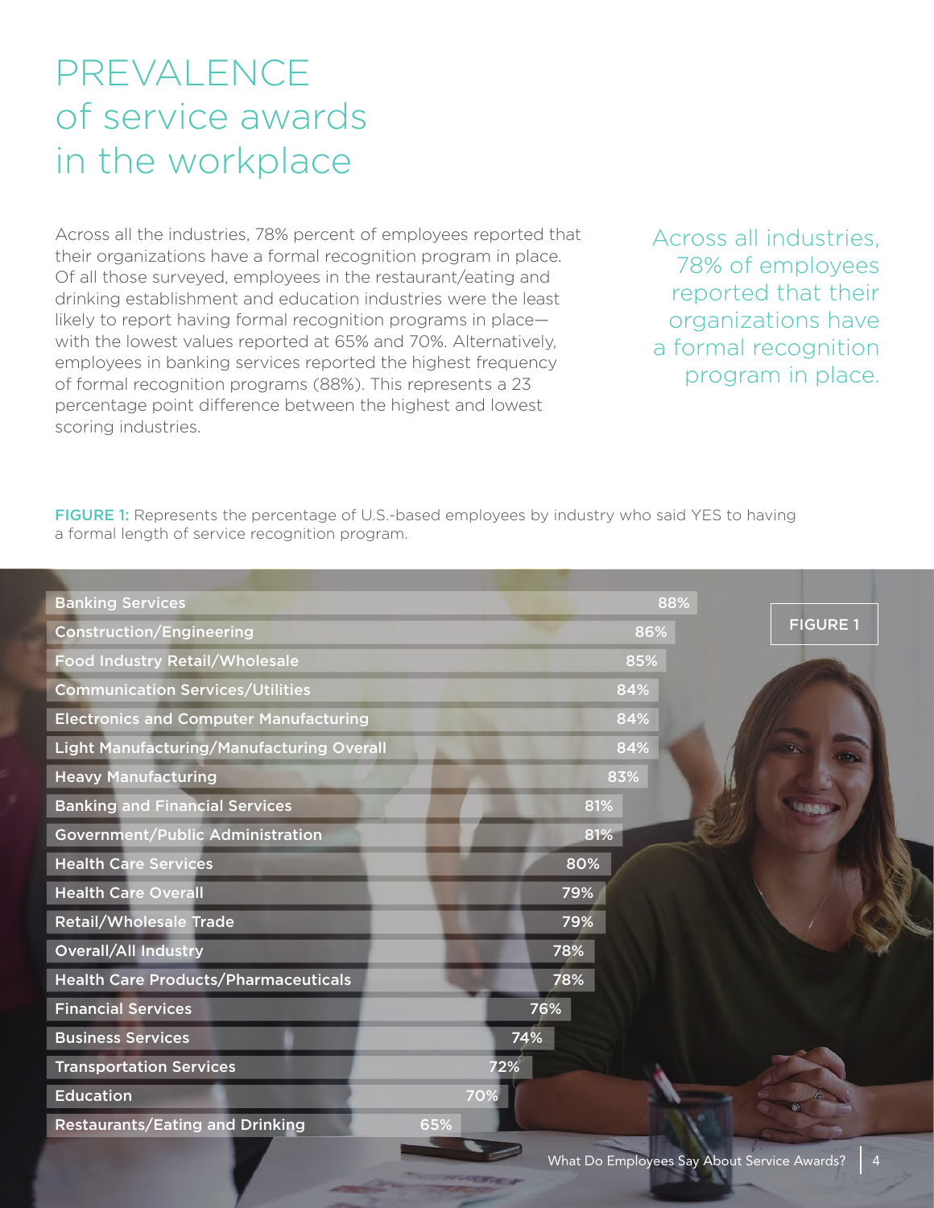# PREVALENCE of service awards in the workplace

Across all the industries, 78% percent of employees reported that their organizations have a formal recognition program in place. Of all those surveyed, employees in the restaurant/eating and drinking establishment and education industries were the least likely to report having formal recognition programs in place—with the lowest values reported at 65% and 70%. Alternatively, employees in banking services reported the highest frequency of formal recognition programs (88%). This represents a 23 percentage point difference between the highest and lowest scoring industries.

Across all industries, 78% of employees reported that their organizations have a formal recognition program in place.

**FIGURE 1:** Represents the percentage of U.S.-based employees by industry who said YES to having a formal length of service recognition program.

FIGURE 1

| Industry | Percentage |
|---|---|
| Banking Services | 88% |
| Construction/Engineering | 86% |
| Food Industry Retail/Wholesale | 85% |
| Communication Services/Utilities | 84% |
| Electronics and Computer Manufacturing | 84% |
| Light Manufacturing/Manufacturing Overall | 84% |
| Heavy Manufacturing | 83% |
| Banking and Financial Services | 81% |
| Government/Public Administration | 81% |
| Health Care Services | 80% |
| Health Care Overall | 79% |
| Retail/Wholesale Trade | 79% |
| Overall/All Industry | 78% |
| Health Care Products/Pharmaceuticals | 78% |
| Financial Services | 76% |
| Business Services | 74% |
| Transportation Services | 72% |
| Education | 70% |
| Restaurants/Eating and Drinking | 65% |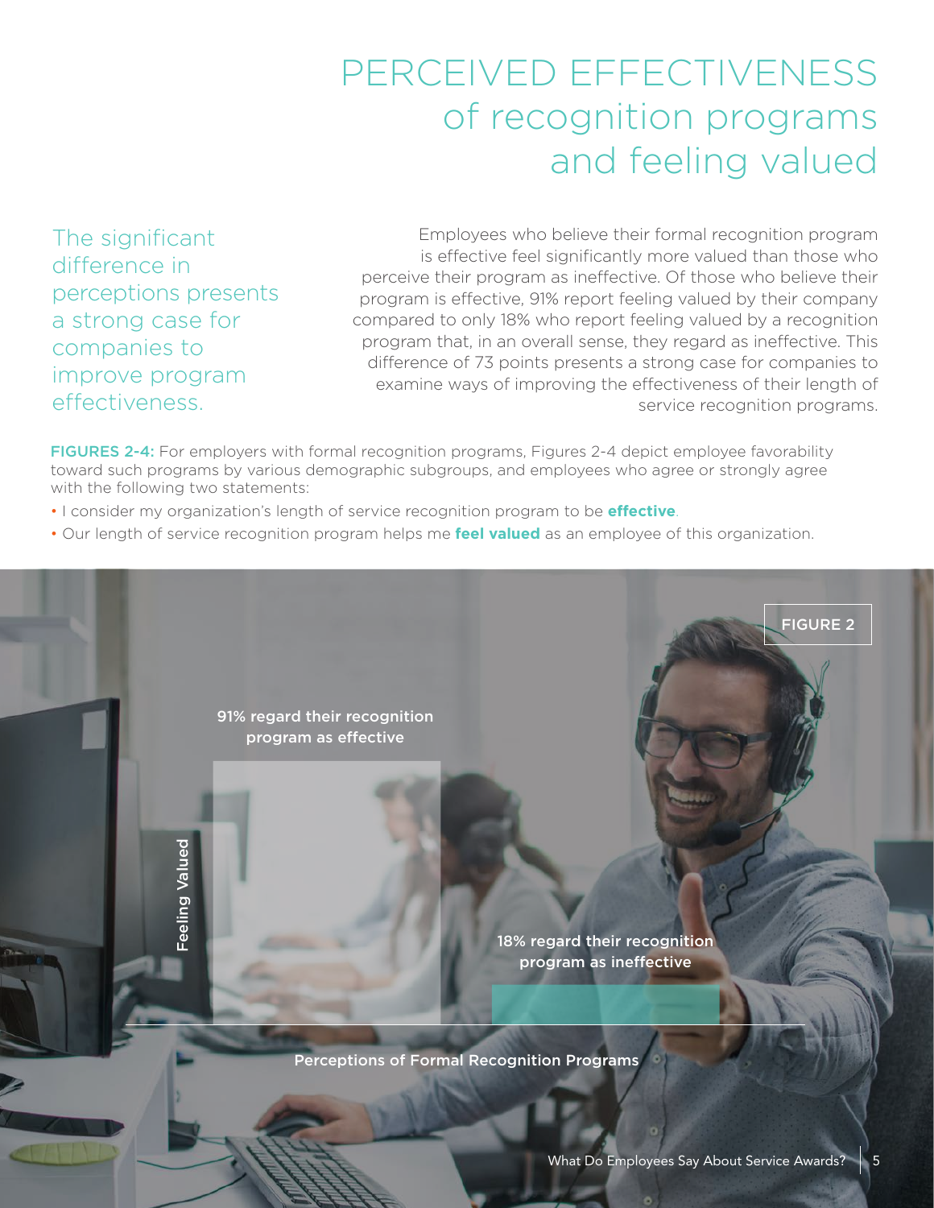# PERCEIVED EFFECTIVENESS of recognition programs and feeling valued

The significant difference in perceptions presents a strong case for companies to improve program effectiveness.

Employees who believe their formal recognition program is effective feel significantly more valued than those who perceive their program as ineffective. Of those who believe their program is effective, 91% report feeling valued by their company compared to only 18% who report feeling valued by a recognition program that, in an overall sense, they regard as ineffective. This difference of 73 points presents a strong case for companies to examine ways of improving the effectiveness of their length of service recognition programs.

**FIGURES 2-4:** For employers with formal recognition programs, Figures 2-4 depict employee favorability toward such programs by various demographic subgroups, and employees who agree or strongly agree with the following two statements:

- I consider my organization's length of service recognition program to be **effective**.
- Our length of service recognition program helps me **feel valued** as an employee of this organization.

FIGURE 2

Feeling Valued

91% regard their recognition program as effective

18% regard their recognition program as ineffective

Perceptions of Formal Recognition Programs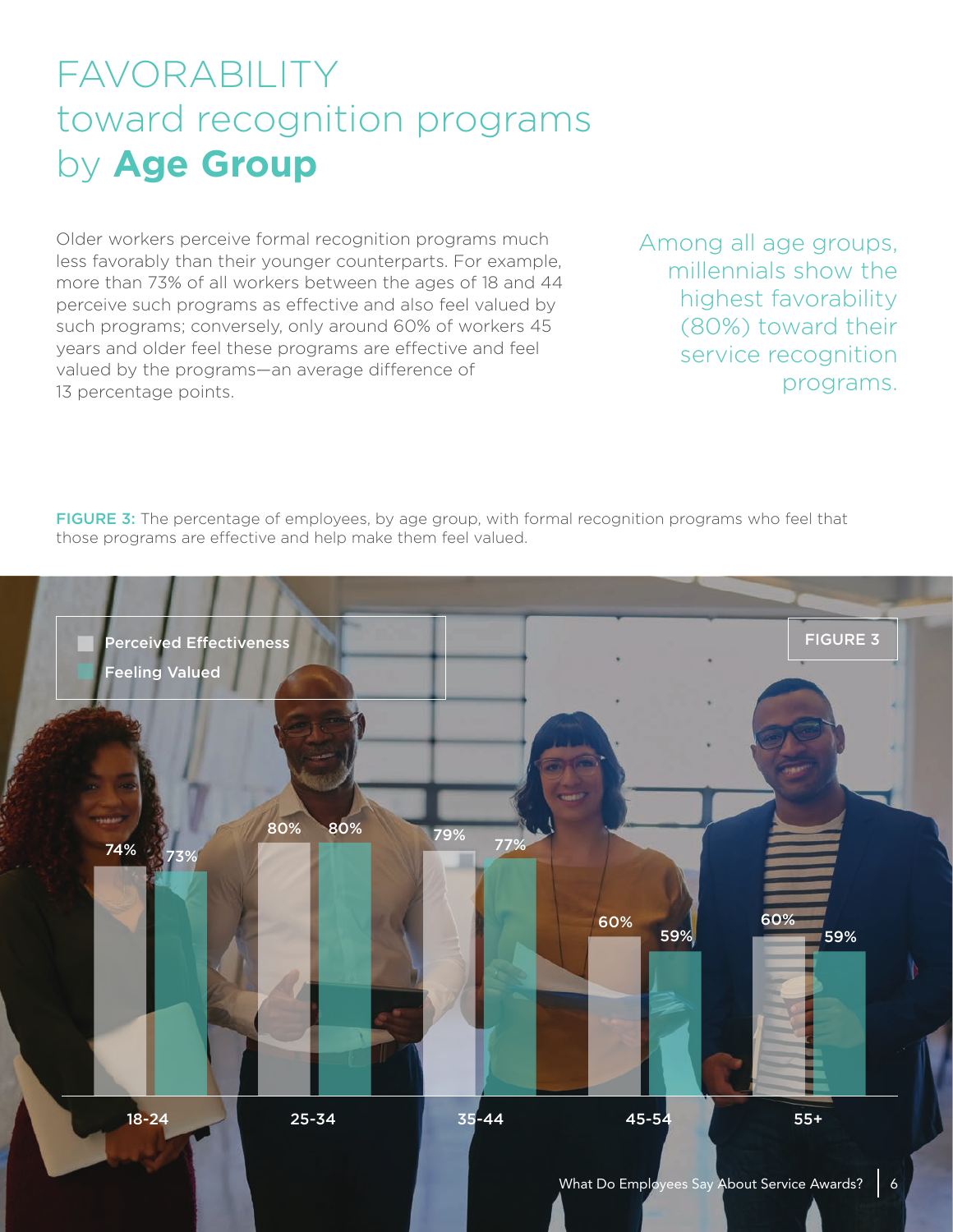# FAVORABILITY toward recognition programs by **Age Group**

Older workers perceive formal recognition programs much less favorably than their younger counterparts. For example, more than 73% of all workers between the ages of 18 and 44 perceive such programs as effective and also feel valued by such programs; conversely, only around 60% of workers 45 years and older feel these programs are effective and feel valued by the programs—an average difference of 13 percentage points.

Among all age groups, millennials show the highest favorability (80%) toward their service recognition programs.

**FIGURE 3:** The percentage of employees, by age group, with formal recognition programs who feel that those programs are effective and help make them feel valued.

FIGURE 3

| Age Group | Perceived Effectiveness | Feeling Valued |
| --- | --- | --- |
| 18-24 | 74% | 73% |
| 25-34 | 80% | 80% |
| 35-44 | 79% | 77% |
| 45-54 | 60% | 59% |
| 55+ | 60% | 59% |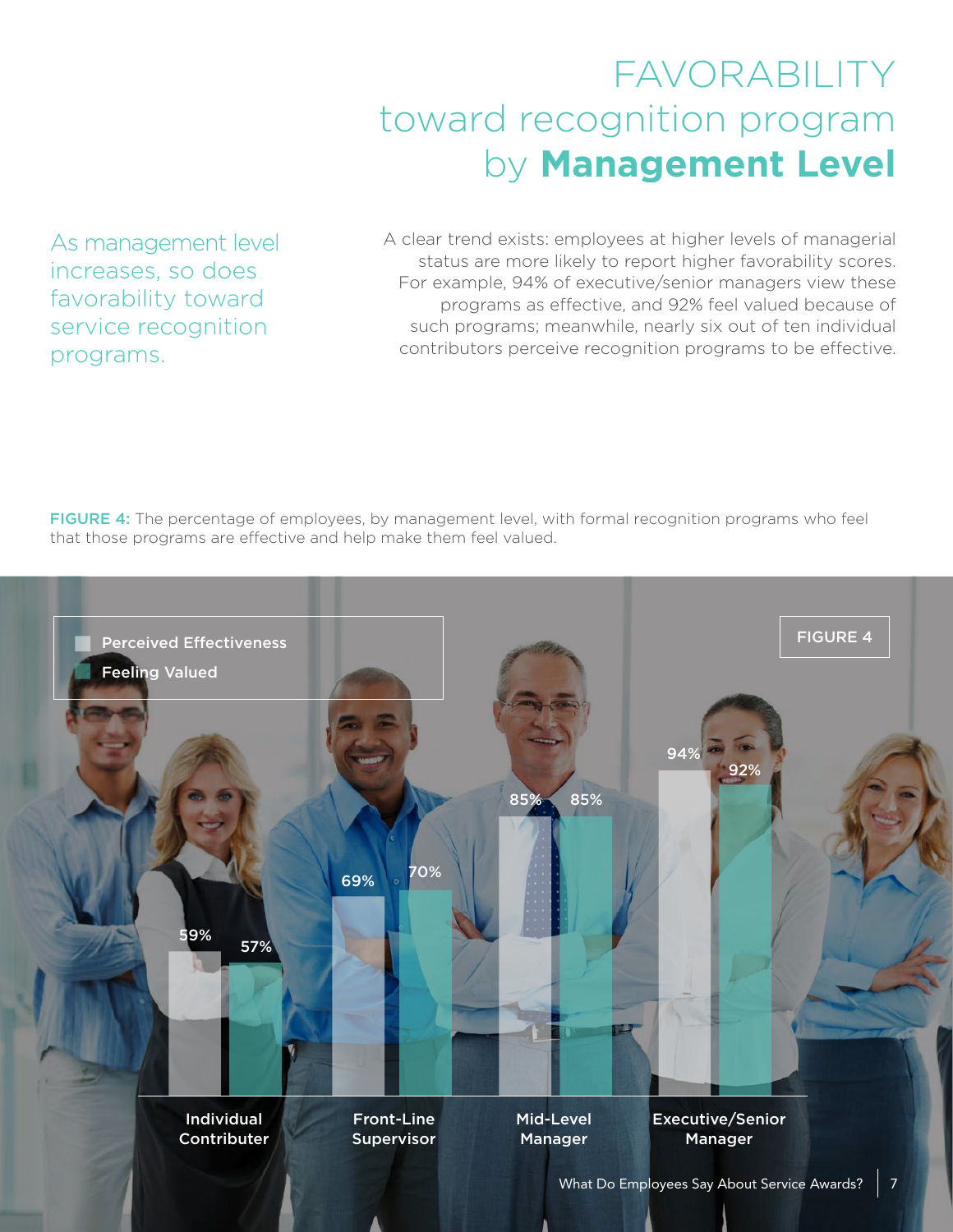# FAVORABILITY toward recognition program by **Management Level**

As management level increases, so does favorability toward service recognition programs.

A clear trend exists: employees at higher levels of managerial status are more likely to report higher favorability scores. For example, 94% of executive/senior managers view these programs as effective, and 92% feel valued because of such programs; meanwhile, nearly six out of ten individual contributors perceive recognition programs to be effective.

**FIGURE 4:** The percentage of employees, by management level, with formal recognition programs who feel that those programs are effective and help make them feel valued.

FIGURE 4

| Management Level | Perceived Effectiveness | Feeling Valued |
|---|---|---|
| Individual Contributer | 59% | 57% |
| Front-Line Supervisor | 69% | 70% |
| Mid-Level Manager | 85% | 85% |
| Executive/Senior Manager | 94% | 92% |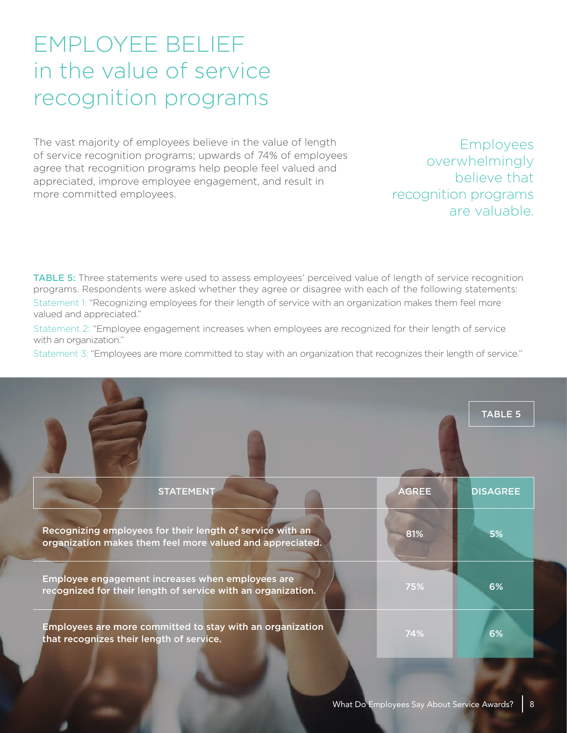# EMPLOYEE BELIEF in the value of service recognition programs

The vast majority of employees believe in the value of length of service recognition programs; upwards of 74% of employees agree that recognition programs help people feel valued and appreciated, improve employee engagement, and result in more committed employees.

Employees overwhelmingly believe that recognition programs are valuable.

**TABLE 5:** Three statements were used to assess employees' perceived value of length of service recognition programs. Respondents were asked whether they agree or disagree with each of the following statements:

Statement 1: "Recognizing employees for their length of service with an organization makes them feel more valued and appreciated."

Statement 2: "Employee engagement increases when employees are recognized for their length of service with an organization."

Statement 3: "Employees are more committed to stay with an organization that recognizes their length of service."

TABLE 5

| STATEMENT | AGREE | DISAGREE |
|---|---|---|
| Recognizing employees for their length of service with an organization makes them feel more valued and appreciated. | 81% | 5% |
| Employee engagement increases when employees are recognized for their length of service with an organization. | 75% | 6% |
| Employees are more committed to stay with an organization that recognizes their length of service. | 74% | 6% |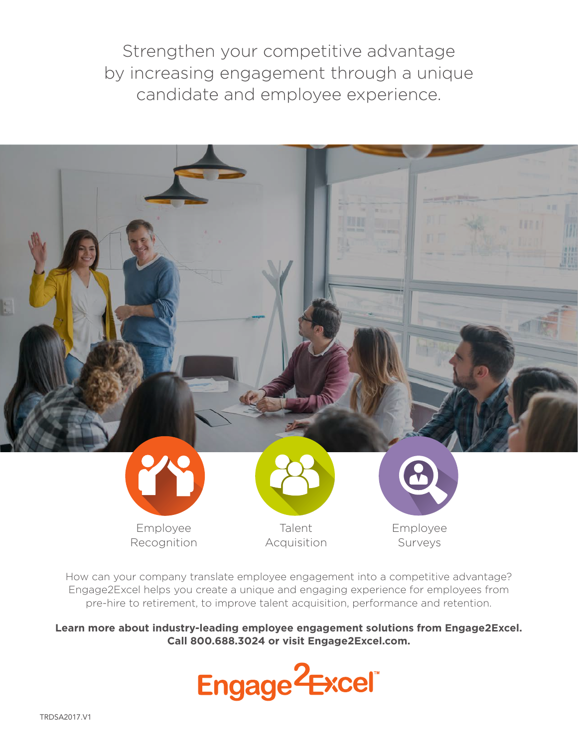Strengthen your competitive advantage by increasing engagement through a unique candidate and employee experience.

Employee Recognition

Talent Acquisition

Employee Surveys

How can your company translate employee engagement into a competitive advantage? Engage2Excel helps you create a unique and engaging experience for employees from pre-hire to retirement, to improve talent acquisition, performance and retention.

**Learn more about industry-leading employee engagement solutions from Engage2Excel. Call 800.688.3024 or visit Engage2Excel.com.**

Engage2Excel™

TRDSA2017.V1